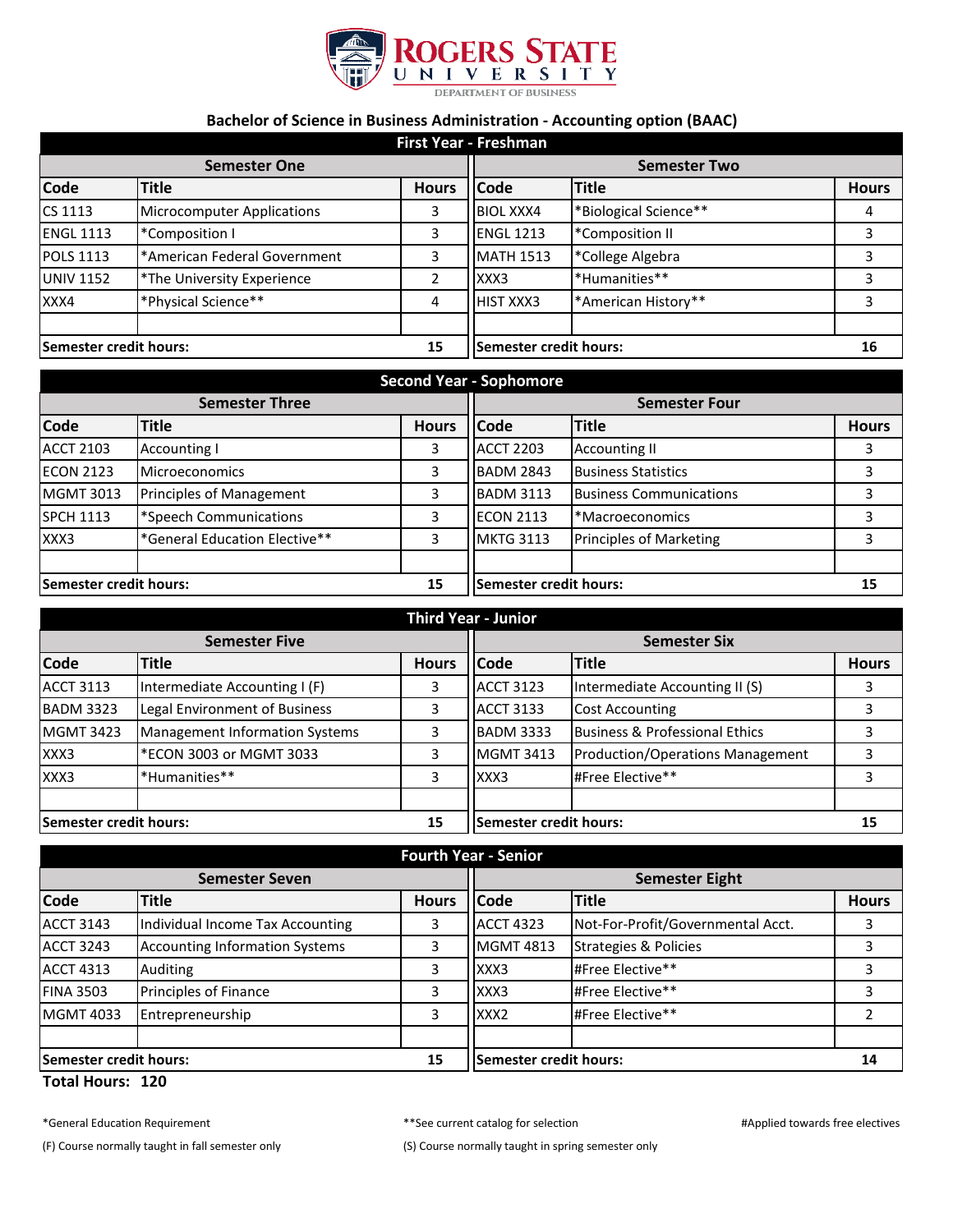# Rogers State University

Department of Business

## Bachelor of Science in Business Administration - Accounting option (BAAC)

### First Year - Freshman

| Semester One | | | Semester Two | | |
|---|---|---|---|---|---|
| **Code** | **Title** | **Hours** | **Code** | **Title** | **Hours** |
| CS 1113 | Microcomputer Applications | 3 | BIOL XXX4 | *Biological Science** | 4 |
| ENGL 1113 | *Composition I | 3 | ENGL 1213 | *Composition II | 3 |
| POLS 1113 | *American Federal Government | 3 | MATH 1513 | *College Algebra | 3 |
| UNIV 1152 | *The University Experience | 2 | XXX3 | *Humanities** | 3 |
| XXX4 | *Physical Science** | 4 | HIST XXX3 | *American History** | 3 |
| | | | | | |
| **Semester credit hours:** | | **15** | **Semester credit hours:** | | **16** |

### Second Year - Sophomore

| Semester Three | | | Semester Four | | |
|---|---|---|---|---|---|
| **Code** | **Title** | **Hours** | **Code** | **Title** | **Hours** |
| ACCT 2103 | Accounting I | 3 | ACCT 2203 | Accounting II | 3 |
| ECON 2123 | Microeconomics | 3 | BADM 2843 | Business Statistics | 3 |
| MGMT 3013 | Principles of Management | 3 | BADM 3113 | Business Communications | 3 |
| SPCH 1113 | *Speech Communications | 3 | ECON 2113 | *Macroeconomics | 3 |
| XXX3 | *General Education Elective** | 3 | MKTG 3113 | Principles of Marketing | 3 |
| | | | | | |
| **Semester credit hours:** | | **15** | **Semester credit hours:** | | **15** |

### Third Year - Junior

| Semester Five | | | Semester Six | | |
|---|---|---|---|---|---|
| **Code** | **Title** | **Hours** | **Code** | **Title** | **Hours** |
| ACCT 3113 | Intermediate Accounting I (F) | 3 | ACCT 3123 | Intermediate Accounting II (S) | 3 |
| BADM 3323 | Legal Environment of Business | 3 | ACCT 3133 | Cost Accounting | 3 |
| MGMT 3423 | Management Information Systems | 3 | BADM 3333 | Business & Professional Ethics | 3 |
| XXX3 | *ECON 3003 or MGMT 3033 | 3 | MGMT 3413 | Production/Operations Management | 3 |
| XXX3 | *Humanities** | 3 | XXX3 | #Free Elective** | 3 |
| | | | | | |
| **Semester credit hours:** | | **15** | **Semester credit hours:** | | **15** |

### Fourth Year - Senior

| Semester Seven | | | Semester Eight | | |
|---|---|---|---|---|---|
| **Code** | **Title** | **Hours** | **Code** | **Title** | **Hours** |
| ACCT 3143 | Individual Income Tax Accounting | 3 | ACCT 4323 | Not-For-Profit/Governmental Acct. | 3 |
| ACCT 3243 | Accounting Information Systems | 3 | MGMT 4813 | Strategies & Policies | 3 |
| ACCT 4313 | Auditing | 3 | XXX3 | #Free Elective** | 3 |
| FINA 3503 | Principles of Finance | 3 | XXX3 | #Free Elective** | 3 |
| MGMT 4033 | Entrepreneurship | 3 | XXX2 | #Free Elective** | 2 |
| | | | | | |
| **Semester credit hours:** | | **15** | **Semester credit hours:** | | **14** |

**Total Hours: 120**

*General Education Requirement

**See current catalog for selection

#Applied towards free electives

(F) Course normally taught in fall semester only

(S) Course normally taught in spring semester only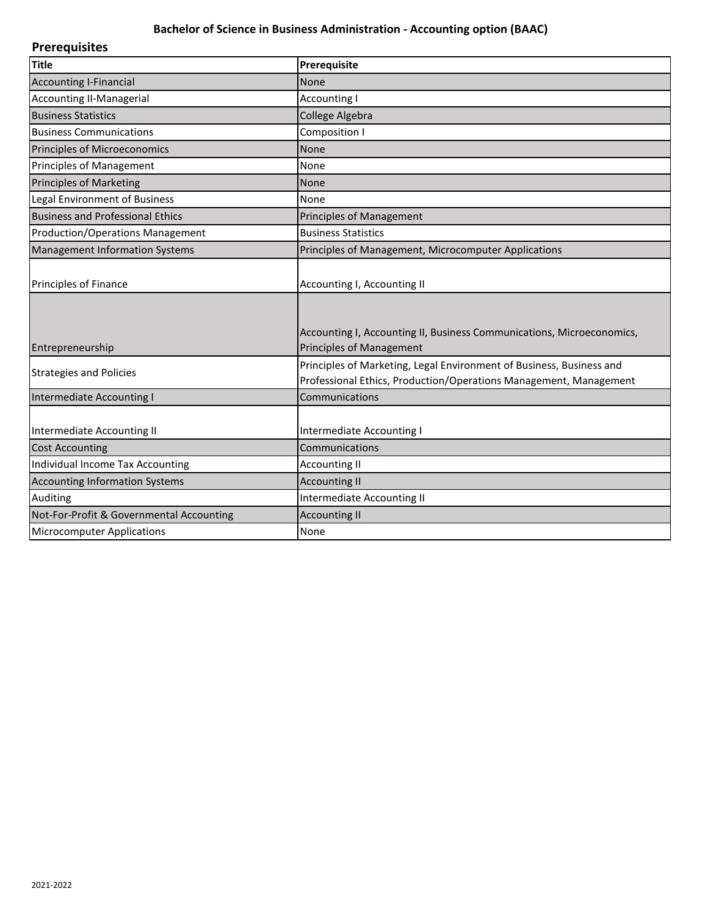## Bachelor of Science in Business Administration - Accounting option (BAAC)

### Prerequisites

| Title | Prerequisite |
|---|---|
| Accounting I-Financial | None |
| Accounting II-Managerial | Accounting I |
| Business Statistics | College Algebra |
| Business Communications | Composition I |
| Principles of Microeconomics | None |
| Principles of Management | None |
| Principles of Marketing | None |
| Legal Environment of Business | None |
| Business and Professional Ethics | Principles of Management |
| Production/Operations Management | Business Statistics |
| Management Information Systems | Principles of Management, Microcomputer Applications |
| Principles of Finance | Accounting I, Accounting II |
| Entrepreneurship | Accounting I, Accounting II, Business Communications, Microeconomics, Principles of Management |
| Strategies and Policies | Principles of Marketing, Legal Environment of Business, Business and Professional Ethics, Production/Operations Management, Management |
| Intermediate Accounting I | Communications |
| Intermediate Accounting II | Intermediate Accounting I |
| Cost Accounting | Communications |
| Individual Income Tax Accounting | Accounting II |
| Accounting Information Systems | Accounting II |
| Auditing | Intermediate Accounting II |
| Not-For-Profit & Governmental Accounting | Accounting II |
| Microcomputer Applications | None |

2021-2022